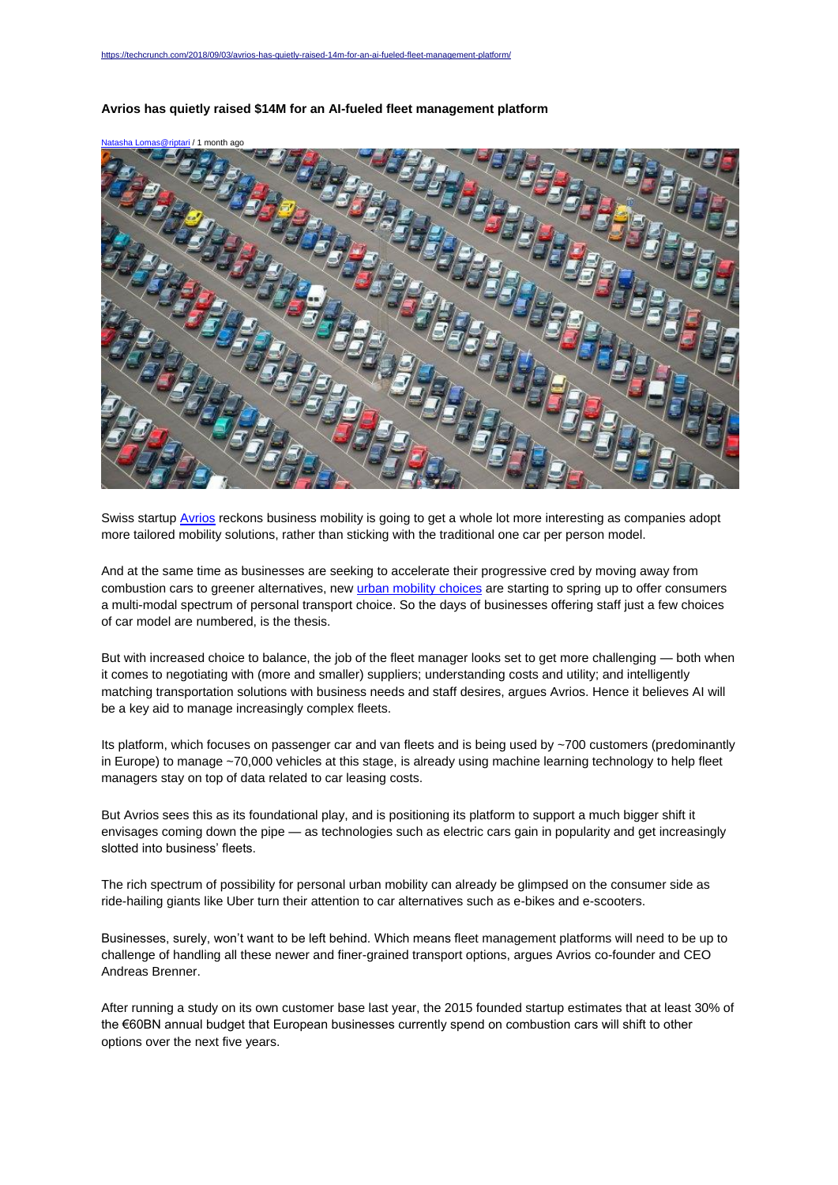https://techcrunch.com/2018/09/03/avrios-has-quietly-raised-14m-for-an-ai-fueled-fleet-management-platform/

**Avrios has quietly raised $14M for an AI-fueled fleet management platform**

Natasha Lomas@riptari / 1 month ago

Swiss startup Avrios reckons business mobility is going to get a whole lot more interesting as companies adopt more tailored mobility solutions, rather than sticking with the traditional one car per person model.

And at the same time as businesses are seeking to accelerate their progressive cred by moving away from combustion cars to greener alternatives, new urban mobility choices are starting to spring up to offer consumers a multi-modal spectrum of personal transport choice. So the days of businesses offering staff just a few choices of car model are numbered, is the thesis.

But with increased choice to balance, the job of the fleet manager looks set to get more challenging — both when it comes to negotiating with (more and smaller) suppliers; understanding costs and utility; and intelligently matching transportation solutions with business needs and staff desires, argues Avrios. Hence it believes AI will be a key aid to manage increasingly complex fleets.

Its platform, which focuses on passenger car and van fleets and is being used by ~700 customers (predominantly in Europe) to manage ~70,000 vehicles at this stage, is already using machine learning technology to help fleet managers stay on top of data related to car leasing costs.

But Avrios sees this as its foundational play, and is positioning its platform to support a much bigger shift it envisages coming down the pipe — as technologies such as electric cars gain in popularity and get increasingly slotted into business' fleets.

The rich spectrum of possibility for personal urban mobility can already be glimpsed on the consumer side as ride-hailing giants like Uber turn their attention to car alternatives such as e-bikes and e-scooters.

Businesses, surely, won't want to be left behind. Which means fleet management platforms will need to be up to challenge of handling all these newer and finer-grained transport options, argues Avrios co-founder and CEO Andreas Brenner.

After running a study on its own customer base last year, the 2015 founded startup estimates that at least 30% of the €60BN annual budget that European businesses currently spend on combustion cars will shift to other options over the next five years.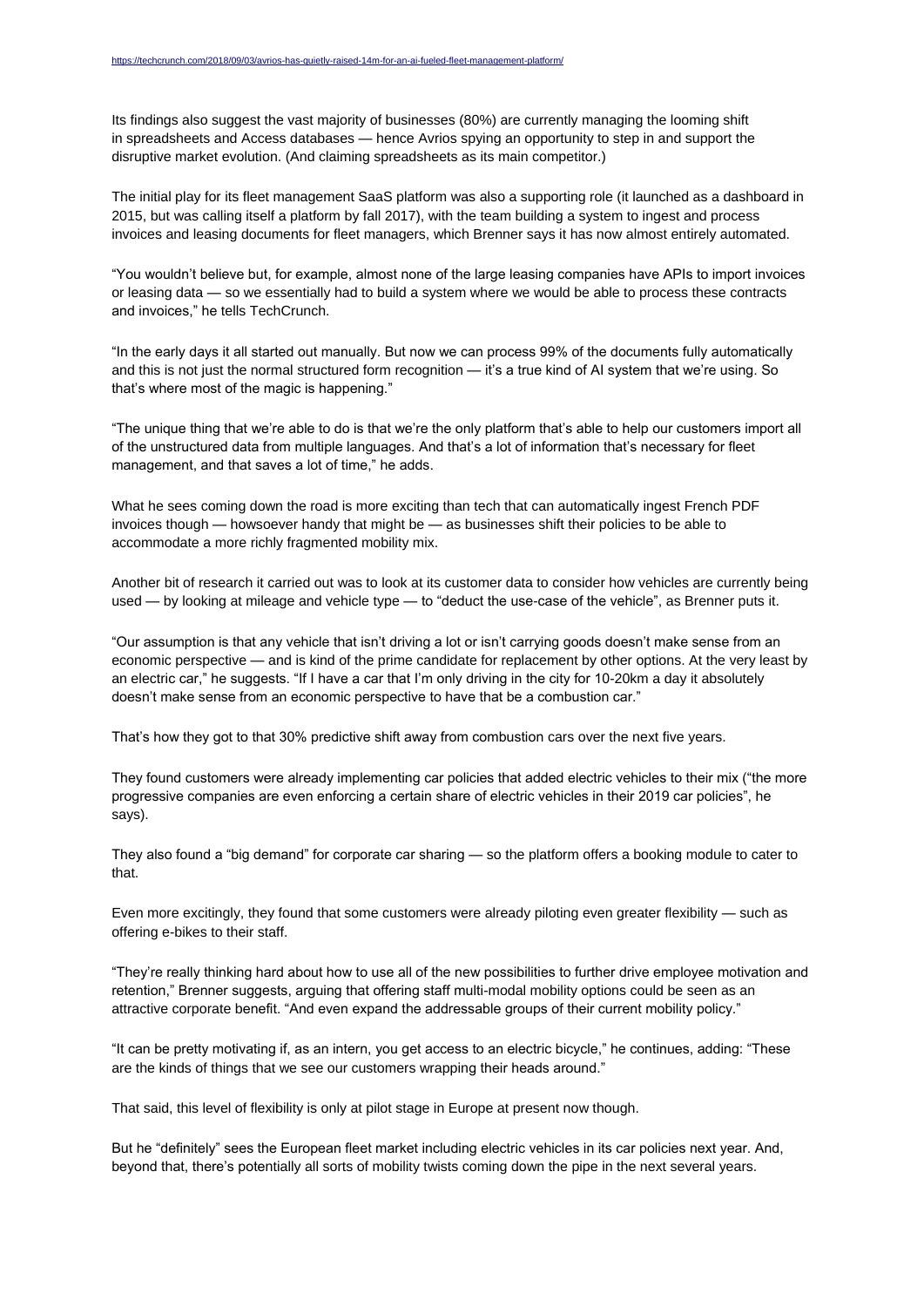Its findings also suggest the vast majority of businesses (80%) are currently managing the looming shift in spreadsheets and Access databases — hence Avrios spying an opportunity to step in and support the disruptive market evolution. (And claiming spreadsheets as its main competitor.)

The initial play for its fleet management SaaS platform was also a supporting role (it launched as a dashboard in 2015, but was calling itself a platform by fall 2017), with the team building a system to ingest and process invoices and leasing documents for fleet managers, which Brenner says it has now almost entirely automated.

"You wouldn't believe but, for example, almost none of the large leasing companies have APIs to import invoices or leasing data — so we essentially had to build a system where we would be able to process these contracts and invoices," he tells TechCrunch.

"In the early days it all started out manually. But now we can process 99% of the documents fully automatically and this is not just the normal structured form recognition — it's a true kind of AI system that we're using. So that's where most of the magic is happening."

"The unique thing that we're able to do is that we're the only platform that's able to help our customers import all of the unstructured data from multiple languages. And that's a lot of information that's necessary for fleet management, and that saves a lot of time," he adds.

What he sees coming down the road is more exciting than tech that can automatically ingest French PDF invoices though — howsoever handy that might be — as businesses shift their policies to be able to accommodate a more richly fragmented mobility mix.

Another bit of research it carried out was to look at its customer data to consider how vehicles are currently being used — by looking at mileage and vehicle type — to "deduct the use-case of the vehicle", as Brenner puts it.

"Our assumption is that any vehicle that isn't driving a lot or isn't carrying goods doesn't make sense from an economic perspective — and is kind of the prime candidate for replacement by other options. At the very least by an electric car," he suggests. "If I have a car that I'm only driving in the city for 10-20km a day it absolutely doesn't make sense from an economic perspective to have that be a combustion car."

That's how they got to that 30% predictive shift away from combustion cars over the next five years.

They found customers were already implementing car policies that added electric vehicles to their mix ("the more progressive companies are even enforcing a certain share of electric vehicles in their 2019 car policies", he says).

They also found a "big demand" for corporate car sharing — so the platform offers a booking module to cater to that.

Even more excitingly, they found that some customers were already piloting even greater flexibility — such as offering e-bikes to their staff.

"They're really thinking hard about how to use all of the new possibilities to further drive employee motivation and retention," Brenner suggests, arguing that offering staff multi-modal mobility options could be seen as an attractive corporate benefit. "And even expand the addressable groups of their current mobility policy."

"It can be pretty motivating if, as an intern, you get access to an electric bicycle," he continues, adding: "These are the kinds of things that we see our customers wrapping their heads around."

That said, this level of flexibility is only at pilot stage in Europe at present now though.

But he "definitely" sees the European fleet market including electric vehicles in its car policies next year. And, beyond that, there's potentially all sorts of mobility twists coming down the pipe in the next several years.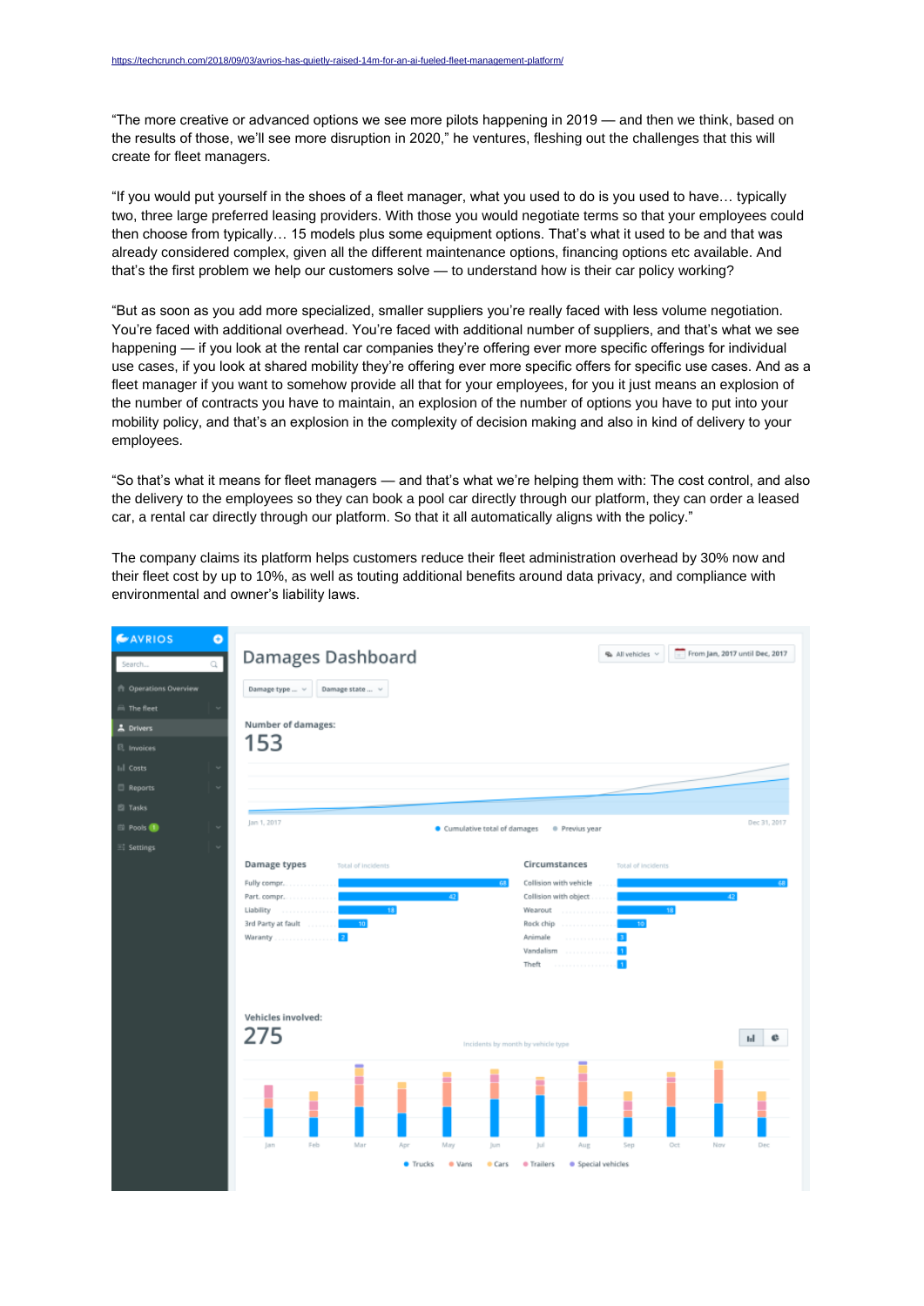https://techcrunch.com/2018/09/03/avrios-has-quietly-raised-14m-for-an-ai-fueled-fleet-management-platform/

“The more creative or advanced options we see more pilots happening in 2019 — and then we think, based on the results of those, we’ll see more disruption in 2020,” he ventures, fleshing out the challenges that this will create for fleet managers.

“If you would put yourself in the shoes of a fleet manager, what you used to do is you used to have… typically two, three large preferred leasing providers. With those you would negotiate terms so that your employees could then choose from typically… 15 models plus some equipment options. That’s what it used to be and that was already considered complex, given all the different maintenance options, financing options etc available. And that’s the first problem we help our customers solve — to understand how is their car policy working?

“But as soon as you add more specialized, smaller suppliers you’re really faced with less volume negotiation. You’re faced with additional overhead. You’re faced with additional number of suppliers, and that’s what we see happening — if you look at the rental car companies they’re offering ever more specific offerings for individual use cases, if you look at shared mobility they’re offering ever more specific offers for specific use cases. And as a fleet manager if you want to somehow provide all that for your employees, for you it just means an explosion of the number of contracts you have to maintain, an explosion of the number of options you have to put into your mobility policy, and that’s an explosion in the complexity of decision making and also in kind of delivery to your employees.

“So that’s what it means for fleet managers — and that’s what we’re helping them with: The cost control, and also the delivery to the employees so they can book a pool car directly through our platform, they can order a leased car, a rental car directly through our platform. So that it all automatically aligns with the policy.”

The company claims its platform helps customers reduce their fleet administration overhead by 30% now and their fleet cost by up to 10%, as well as touting additional benefits around data privacy, and compliance with environmental and owner’s liability laws.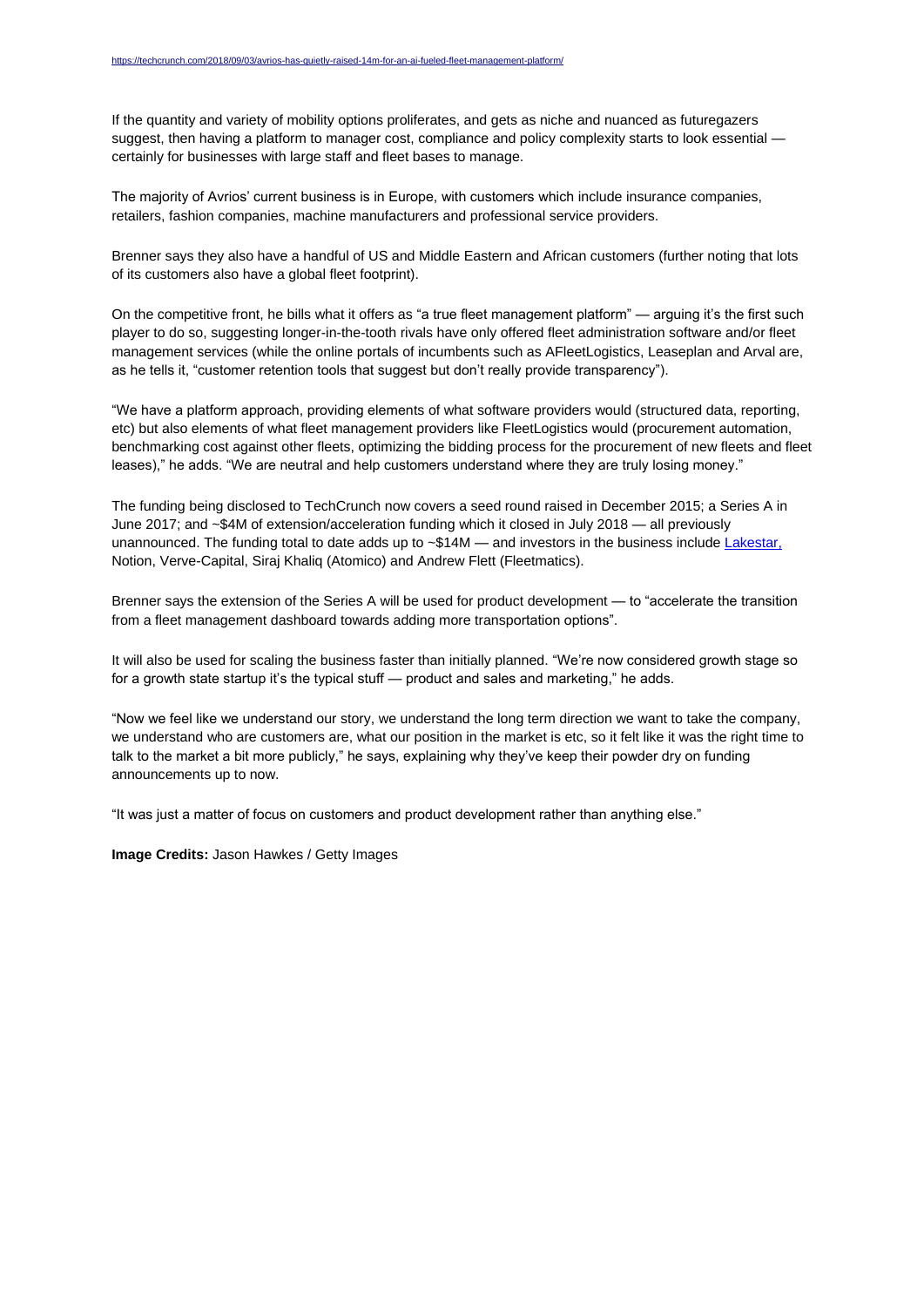If the quantity and variety of mobility options proliferates, and gets as niche and nuanced as futuregazers suggest, then having a platform to manager cost, compliance and policy complexity starts to look essential — certainly for businesses with large staff and fleet bases to manage.

The majority of Avrios' current business is in Europe, with customers which include insurance companies, retailers, fashion companies, machine manufacturers and professional service providers.

Brenner says they also have a handful of US and Middle Eastern and African customers (further noting that lots of its customers also have a global fleet footprint).

On the competitive front, he bills what it offers as "a true fleet management platform" — arguing it's the first such player to do so, suggesting longer-in-the-tooth rivals have only offered fleet administration software and/or fleet management services (while the online portals of incumbents such as AFleetLogistics, Leaseplan and Arval are, as he tells it, "customer retention tools that suggest but don't really provide transparency").

"We have a platform approach, providing elements of what software providers would (structured data, reporting, etc) but also elements of what fleet management providers like FleetLogistics would (procurement automation, benchmarking cost against other fleets, optimizing the bidding process for the procurement of new fleets and fleet leases)," he adds. "We are neutral and help customers understand where they are truly losing money."

The funding being disclosed to TechCrunch now covers a seed round raised in December 2015; a Series A in June 2017; and ~$4M of extension/acceleration funding which it closed in July 2018 — all previously unannounced. The funding total to date adds up to ~$14M — and investors in the business include Lakestar, Notion, Verve-Capital, Siraj Khaliq (Atomico) and Andrew Flett (Fleetmatics).

Brenner says the extension of the Series A will be used for product development — to "accelerate the transition from a fleet management dashboard towards adding more transportation options".

It will also be used for scaling the business faster than initially planned. "We're now considered growth stage so for a growth state startup it's the typical stuff — product and sales and marketing," he adds.

"Now we feel like we understand our story, we understand the long term direction we want to take the company, we understand who are customers are, what our position in the market is etc, so it felt like it was the right time to talk to the market a bit more publicly," he says, explaining why they've keep their powder dry on funding announcements up to now.

"It was just a matter of focus on customers and product development rather than anything else."

**Image Credits:** Jason Hawkes / Getty Images